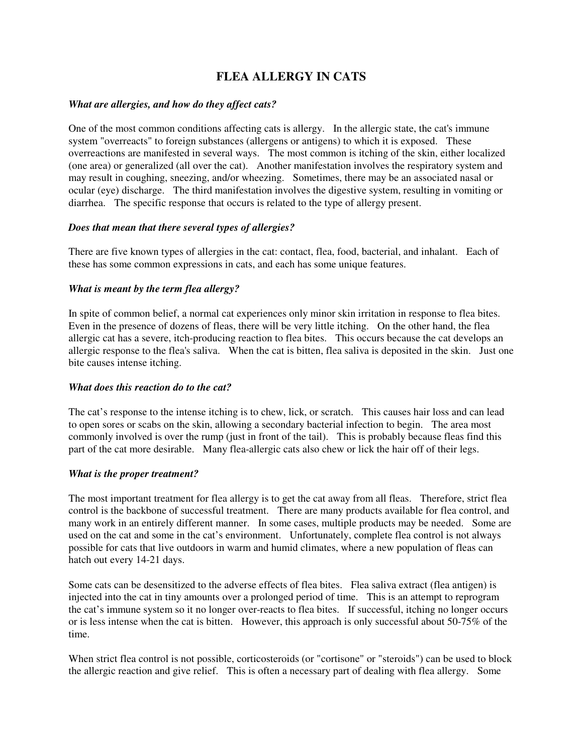# FLEA ALLERGY IN CATS

***What are allergies, and how do they affect cats?***

One of the most common conditions affecting cats is allergy. In the allergic state, the cat's immune system "overreacts" to foreign substances (allergens or antigens) to which it is exposed. These overreactions are manifested in several ways. The most common is itching of the skin, either localized (one area) or generalized (all over the cat). Another manifestation involves the respiratory system and may result in coughing, sneezing, and/or wheezing. Sometimes, there may be an associated nasal or ocular (eye) discharge. The third manifestation involves the digestive system, resulting in vomiting or diarrhea. The specific response that occurs is related to the type of allergy present.

***Does that mean that there several types of allergies?***

There are five known types of allergies in the cat: contact, flea, food, bacterial, and inhalant. Each of these has some common expressions in cats, and each has some unique features.

***What is meant by the term flea allergy?***

In spite of common belief, a normal cat experiences only minor skin irritation in response to flea bites. Even in the presence of dozens of fleas, there will be very little itching. On the other hand, the flea allergic cat has a severe, itch-producing reaction to flea bites. This occurs because the cat develops an allergic response to the flea's saliva. When the cat is bitten, flea saliva is deposited in the skin. Just one bite causes intense itching.

***What does this reaction do to the cat?***

The cat's response to the intense itching is to chew, lick, or scratch. This causes hair loss and can lead to open sores or scabs on the skin, allowing a secondary bacterial infection to begin. The area most commonly involved is over the rump (just in front of the tail). This is probably because fleas find this part of the cat more desirable. Many flea-allergic cats also chew or lick the hair off of their legs.

***What is the proper treatment?***

The most important treatment for flea allergy is to get the cat away from all fleas. Therefore, strict flea control is the backbone of successful treatment. There are many products available for flea control, and many work in an entirely different manner. In some cases, multiple products may be needed. Some are used on the cat and some in the cat's environment. Unfortunately, complete flea control is not always possible for cats that live outdoors in warm and humid climates, where a new population of fleas can hatch out every 14-21 days.

Some cats can be desensitized to the adverse effects of flea bites. Flea saliva extract (flea antigen) is injected into the cat in tiny amounts over a prolonged period of time. This is an attempt to reprogram the cat's immune system so it no longer over-reacts to flea bites. If successful, itching no longer occurs or is less intense when the cat is bitten. However, this approach is only successful about 50-75% of the time.

When strict flea control is not possible, corticosteroids (or "cortisone" or "steroids") can be used to block the allergic reaction and give relief. This is often a necessary part of dealing with flea allergy. Some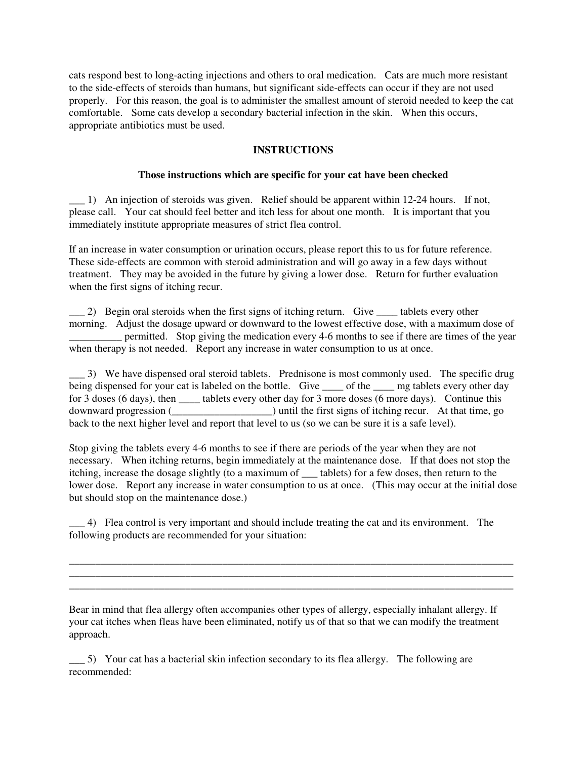cats respond best to long-acting injections and others to oral medication. Cats are much more resistant to the side-effects of steroids than humans, but significant side-effects can occur if they are not used properly. For this reason, the goal is to administer the smallest amount of steroid needed to keep the cat comfortable. Some cats develop a secondary bacterial infection in the skin. When this occurs, appropriate antibiotics must be used.

**INSTRUCTIONS**

**Those instructions which are specific for your cat have been checked**

___ 1) An injection of steroids was given. Relief should be apparent within 12-24 hours. If not, please call. Your cat should feel better and itch less for about one month. It is important that you immediately institute appropriate measures of strict flea control.

If an increase in water consumption or urination occurs, please report this to us for future reference. These side-effects are common with steroid administration and will go away in a few days without treatment. They may be avoided in the future by giving a lower dose. Return for further evaluation when the first signs of itching recur.

___ 2) Begin oral steroids when the first signs of itching return. Give ____ tablets every other morning. Adjust the dosage upward or downward to the lowest effective dose, with a maximum dose of __________ permitted. Stop giving the medication every 4-6 months to see if there are times of the year when therapy is not needed. Report any increase in water consumption to us at once.

___ 3) We have dispensed oral steroid tablets. Prednisone is most commonly used. The specific drug being dispensed for your cat is labeled on the bottle. Give ____ of the ____ mg tablets every other day for 3 doses (6 days), then ____ tablets every other day for 3 more doses (6 more days). Continue this downward progression (___________________) until the first signs of itching recur. At that time, go back to the next higher level and report that level to us (so we can be sure it is a safe level).

Stop giving the tablets every 4-6 months to see if there are periods of the year when they are not necessary. When itching returns, begin immediately at the maintenance dose. If that does not stop the itching, increase the dosage slightly (to a maximum of ___ tablets) for a few doses, then return to the lower dose. Report any increase in water consumption to us at once. (This may occur at the initial dose but should stop on the maintenance dose.)

___ 4) Flea control is very important and should include treating the cat and its environment. The following products are recommended for your situation:

_____________________________________________________________________________________
_____________________________________________________________________________________
_____________________________________________________________________________________

Bear in mind that flea allergy often accompanies other types of allergy, especially inhalant allergy. If your cat itches when fleas have been eliminated, notify us of that so that we can modify the treatment approach.

___ 5) Your cat has a bacterial skin infection secondary to its flea allergy. The following are recommended: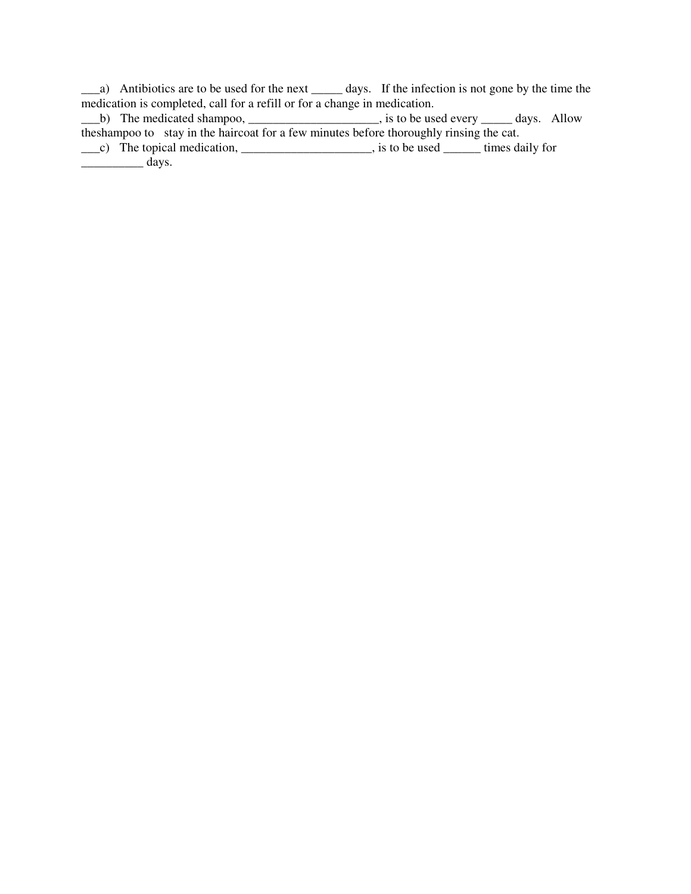___a) Antibiotics are to be used for the next _____ days. If the infection is not gone by the time the medication is completed, call for a refill or for a change in medication.

___b) The medicated shampoo, _____________________, is to be used every _____ days. Allow theshampoo to stay in the haircoat for a few minutes before thoroughly rinsing the cat.

___c) The topical medication, _____________________, is to be used ______ times daily for __________ days.